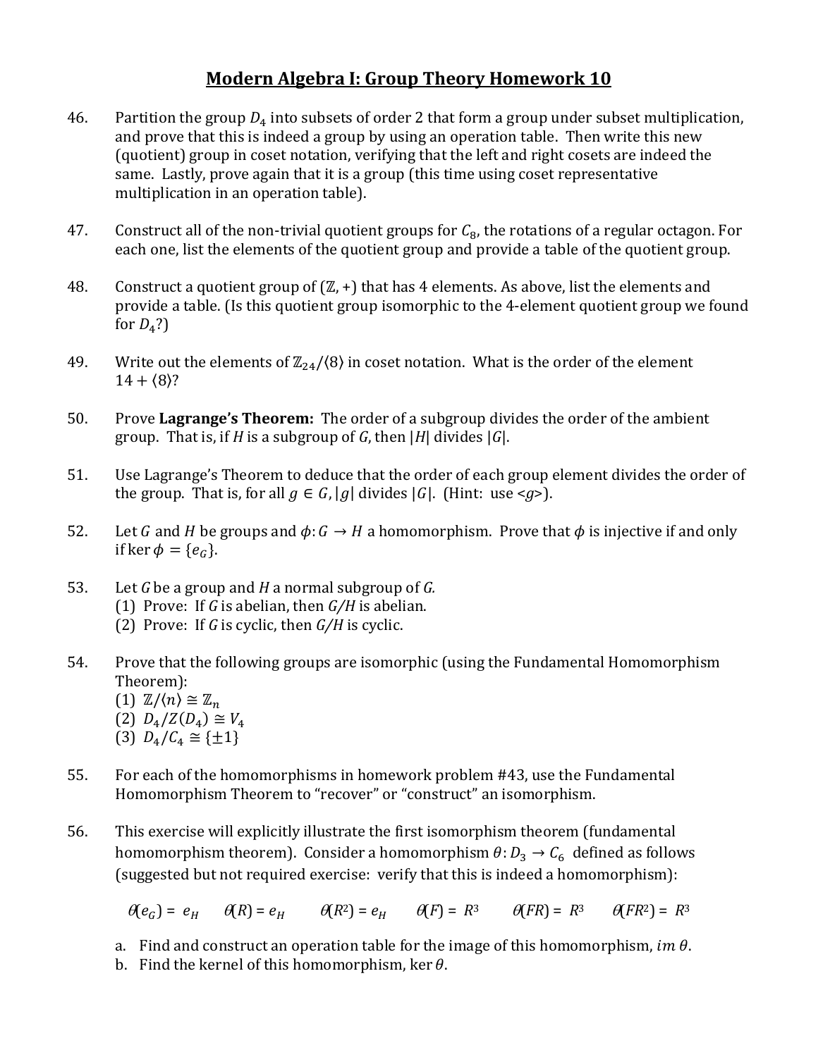# Modern Algebra I: Group Theory Homework 10

46. Partition the group $D_4$ into subsets of order 2 that form a group under subset multiplication, and prove that this is indeed a group by using an operation table. Then write this new (quotient) group in coset notation, verifying that the left and right cosets are indeed the same. Lastly, prove again that it is a group (this time using coset representative multiplication in an operation table).

47. Construct all of the non-trivial quotient groups for $C_8$, the rotations of a regular octagon. For each one, list the elements of the quotient group and provide a table of the quotient group.

48. Construct a quotient group of $(\mathbb{Z}, +)$ that has 4 elements. As above, list the elements and provide a table. (Is this quotient group isomorphic to the 4-element quotient group we found for $D_4$?)

49. Write out the elements of $\mathbb{Z}_{24}/\langle 8 \rangle$ in coset notation. What is the order of the element $14 + \langle 8 \rangle$?

50. Prove **Lagrange's Theorem:** The order of a subgroup divides the order of the ambient group. That is, if $H$ is a subgroup of $G$, then $|H|$ divides $|G|$.

51. Use Lagrange's Theorem to deduce that the order of each group element divides the order of the group. That is, for all $g \in G$, $|g|$ divides $|G|$. (Hint: use $\langle g \rangle$).

52. Let $G$ and $H$ be groups and $\phi: G \to H$ a homomorphism. Prove that $\phi$ is injective if and only if $\ker \phi = \{e_G\}$.

53. Let $G$ be a group and $H$ a normal subgroup of $G$.
    (1) Prove: If $G$ is abelian, then $G/H$ is abelian.
    (2) Prove: If $G$ is cyclic, then $G/H$ is cyclic.

54. Prove that the following groups are isomorphic (using the Fundamental Homomorphism Theorem):
    (1) $\mathbb{Z}/\langle n \rangle \cong \mathbb{Z}_n$
    (2) $D_4/Z(D_4) \cong V_4$
    (3) $D_4/C_4 \cong \{\pm 1\}$

55. For each of the homomorphisms in homework problem #43, use the Fundamental Homomorphism Theorem to "recover" or "construct" an isomorphism.

56. This exercise will explicitly illustrate the first isomorphism theorem (fundamental homomorphism theorem). Consider a homomorphism $\theta: D_3 \to C_6$ defined as follows (suggested but not required exercise: verify that this is indeed a homomorphism):

    $$\theta(e_G) = e_H \qquad \theta(R) = e_H \qquad \theta(R^2) = e_H \qquad \theta(F) = R^3 \qquad \theta(FR) = R^3 \qquad \theta(FR^2) = R^3$$

    a. Find and construct an operation table for the image of this homomorphism, $im\ \theta$.
    b. Find the kernel of this homomorphism, $\ker \theta$.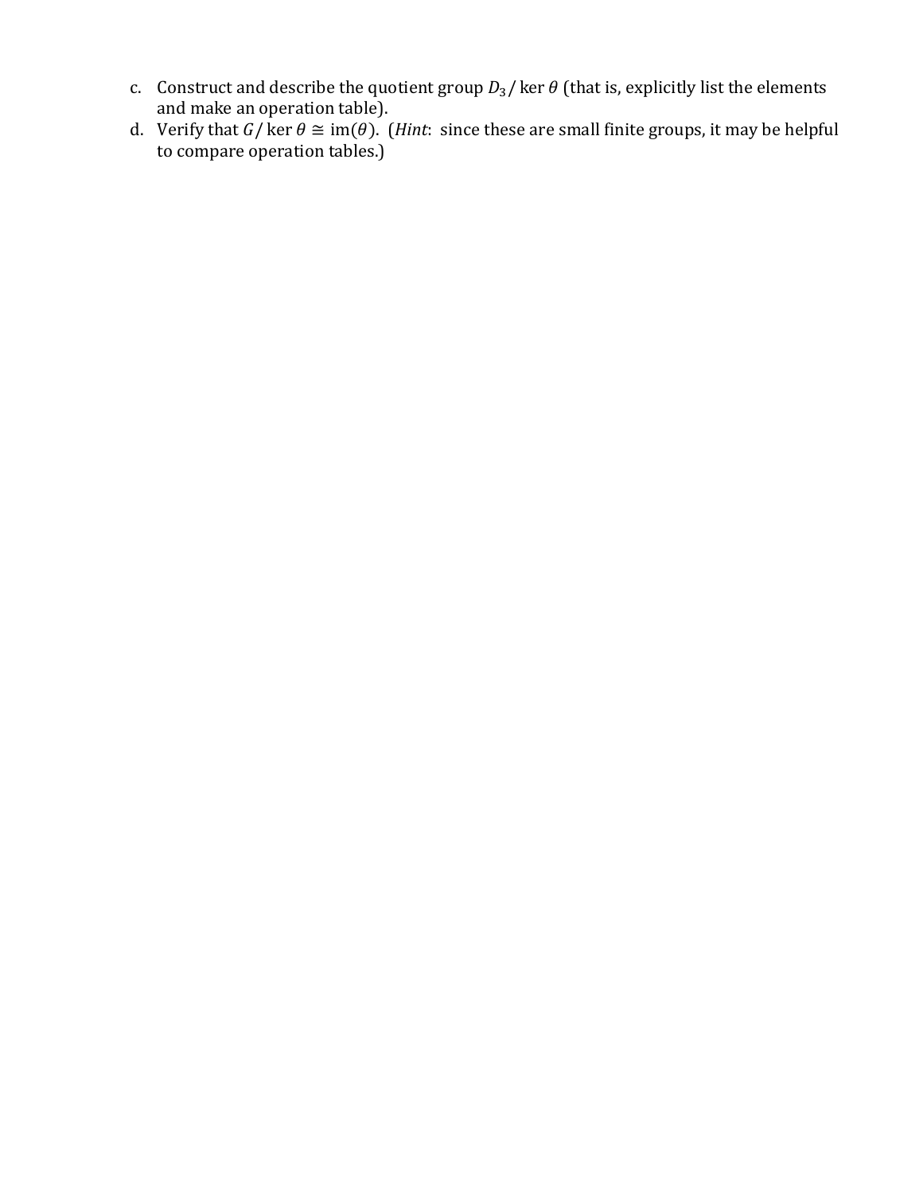c. Construct and describe the quotient group $D_3 / \ker \theta$ (that is, explicitly list the elements and make an operation table).

d. Verify that $G / \ker \theta \cong \mathrm{im}(\theta)$. (*Hint*: since these are small finite groups, it may be helpful to compare operation tables.)